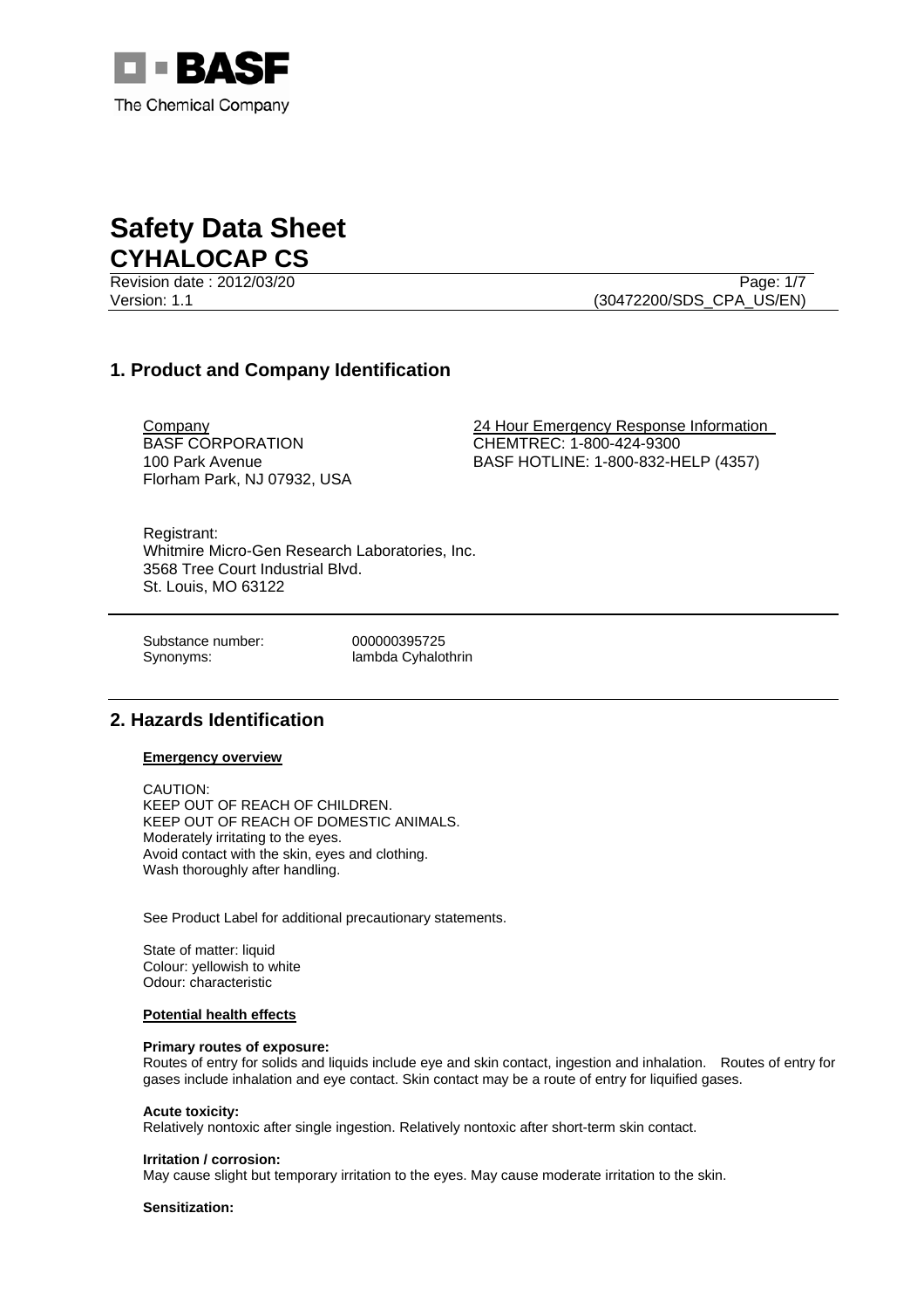BASF

The Chemical Company

# Safety Data Sheet
# CYHALOCAP CS

Revision date : 2012/03/20
Version: 1.1

(30472200/SDS_CPA_US/EN)

## 1. Product and Company Identification

Company
BASF CORPORATION
100 Park Avenue
Florham Park, NJ 07932, USA

24 Hour Emergency Response Information
CHEMTREC: 1-800-424-9300
BASF HOTLINE: 1-800-832-HELP (4357)

Registrant:
Whitmire Micro-Gen Research Laboratories, Inc.
3568 Tree Court Industrial Blvd.
St. Louis, MO 63122

Substance number: 000000395725
Synonyms: lambda Cyhalothrin

## 2. Hazards Identification

**Emergency overview**

CAUTION:
KEEP OUT OF REACH OF CHILDREN.
KEEP OUT OF REACH OF DOMESTIC ANIMALS.
Moderately irritating to the eyes.
Avoid contact with the skin, eyes and clothing.
Wash thoroughly after handling.

See Product Label for additional precautionary statements.

State of matter: liquid
Colour: yellowish to white
Odour: characteristic

**Potential health effects**

**Primary routes of exposure:**
Routes of entry for solids and liquids include eye and skin contact, ingestion and inhalation. Routes of entry for gases include inhalation and eye contact. Skin contact may be a route of entry for liquified gases.

**Acute toxicity:**
Relatively nontoxic after single ingestion. Relatively nontoxic after short-term skin contact.

**Irritation / corrosion:**
May cause slight but temporary irritation to the eyes. May cause moderate irritation to the skin.

**Sensitization:**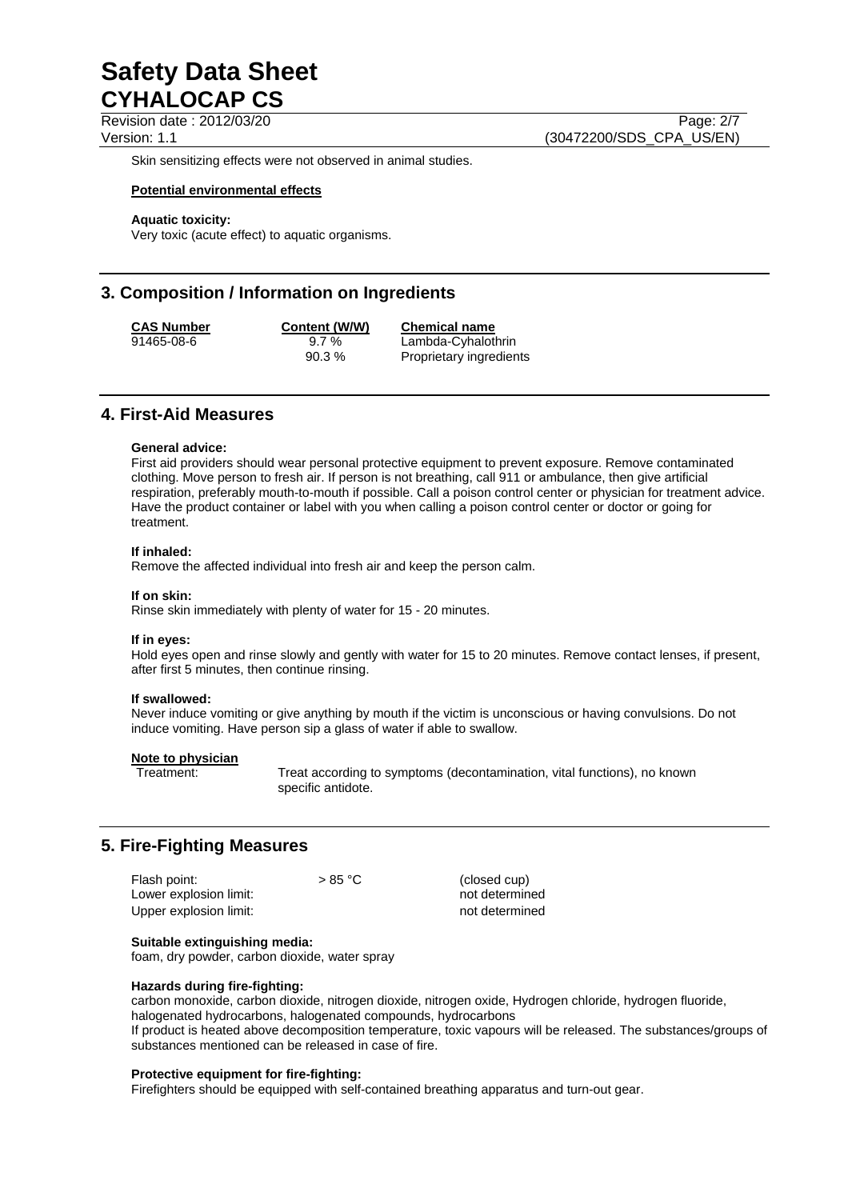Skin sensitizing effects were not observed in animal studies.

**Potential environmental effects**

**Aquatic toxicity:**
Very toxic (acute effect) to aquatic organisms.

## 3. Composition / Information on Ingredients

| CAS Number | Content (W/W) | Chemical name |
| --- | --- | --- |
| 91465-08-6 | 9.7 % | Lambda-Cyhalothrin |
| | 90.3 % | Proprietary ingredients |

## 4. First-Aid Measures

**General advice:**
First aid providers should wear personal protective equipment to prevent exposure. Remove contaminated clothing. Move person to fresh air. If person is not breathing, call 911 or ambulance, then give artificial respiration, preferably mouth-to-mouth if possible. Call a poison control center or physician for treatment advice. Have the product container or label with you when calling a poison control center or doctor or going for treatment.

**If inhaled:**
Remove the affected individual into fresh air and keep the person calm.

**If on skin:**
Rinse skin immediately with plenty of water for 15 - 20 minutes.

**If in eyes:**
Hold eyes open and rinse slowly and gently with water for 15 to 20 minutes. Remove contact lenses, if present, after first 5 minutes, then continue rinsing.

**If swallowed:**
Never induce vomiting or give anything by mouth if the victim is unconscious or having convulsions. Do not induce vomiting. Have person sip a glass of water if able to swallow.

**Note to physician**

Treatment: Treat according to symptoms (decontamination, vital functions), no known specific antidote.

## 5. Fire-Fighting Measures

| | | |
| --- | --- | --- |
| Flash point: | > 85 °C | (closed cup) |
| Lower explosion limit: | | not determined |
| Upper explosion limit: | | not determined |

**Suitable extinguishing media:**
foam, dry powder, carbon dioxide, water spray

**Hazards during fire-fighting:**
carbon monoxide, carbon dioxide, nitrogen dioxide, nitrogen oxide, Hydrogen chloride, hydrogen fluoride, halogenated hydrocarbons, halogenated compounds, hydrocarbons
If product is heated above decomposition temperature, toxic vapours will be released. The substances/groups of substances mentioned can be released in case of fire.

**Protective equipment for fire-fighting:**
Firefighters should be equipped with self-contained breathing apparatus and turn-out gear.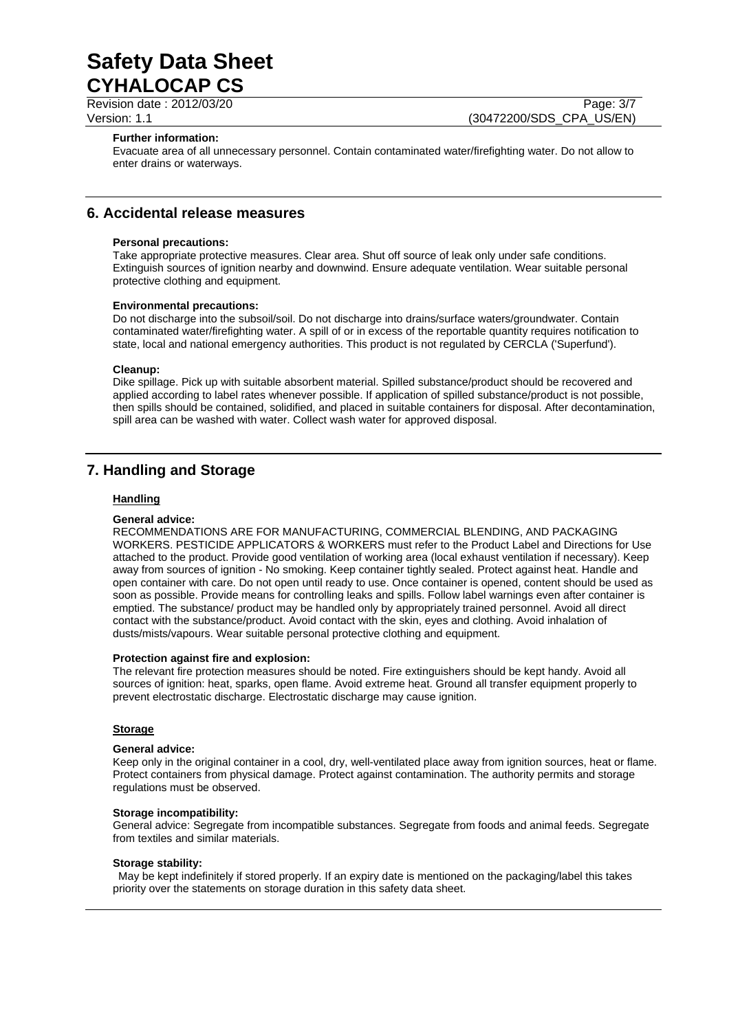**Further information:**

Evacuate area of all unnecessary personnel. Contain contaminated water/firefighting water. Do not allow to enter drains or waterways.

## 6. Accidental release measures

**Personal precautions:**

Take appropriate protective measures. Clear area. Shut off source of leak only under safe conditions. Extinguish sources of ignition nearby and downwind. Ensure adequate ventilation. Wear suitable personal protective clothing and equipment.

**Environmental precautions:**

Do not discharge into the subsoil/soil. Do not discharge into drains/surface waters/groundwater. Contain contaminated water/firefighting water. A spill of or in excess of the reportable quantity requires notification to state, local and national emergency authorities. This product is not regulated by CERCLA ('Superfund').

**Cleanup:**

Dike spillage. Pick up with suitable absorbent material. Spilled substance/product should be recovered and applied according to label rates whenever possible. If application of spilled substance/product is not possible, then spills should be contained, solidified, and placed in suitable containers for disposal. After decontamination, spill area can be washed with water. Collect wash water for approved disposal.

## 7. Handling and Storage

### Handling

**General advice:**

RECOMMENDATIONS ARE FOR MANUFACTURING, COMMERCIAL BLENDING, AND PACKAGING WORKERS. PESTICIDE APPLICATORS & WORKERS must refer to the Product Label and Directions for Use attached to the product. Provide good ventilation of working area (local exhaust ventilation if necessary). Keep away from sources of ignition - No smoking. Keep container tightly sealed. Protect against heat. Handle and open container with care. Do not open until ready to use. Once container is opened, content should be used as soon as possible. Provide means for controlling leaks and spills. Follow label warnings even after container is emptied. The substance/ product may be handled only by appropriately trained personnel. Avoid all direct contact with the substance/product. Avoid contact with the skin, eyes and clothing. Avoid inhalation of dusts/mists/vapours. Wear suitable personal protective clothing and equipment.

**Protection against fire and explosion:**

The relevant fire protection measures should be noted. Fire extinguishers should be kept handy. Avoid all sources of ignition: heat, sparks, open flame. Avoid extreme heat. Ground all transfer equipment properly to prevent electrostatic discharge. Electrostatic discharge may cause ignition.

### Storage

**General advice:**

Keep only in the original container in a cool, dry, well-ventilated place away from ignition sources, heat or flame. Protect containers from physical damage. Protect against contamination. The authority permits and storage regulations must be observed.

**Storage incompatibility:**

General advice: Segregate from incompatible substances. Segregate from foods and animal feeds. Segregate from textiles and similar materials.

**Storage stability:**

May be kept indefinitely if stored properly. If an expiry date is mentioned on the packaging/label this takes priority over the statements on storage duration in this safety data sheet.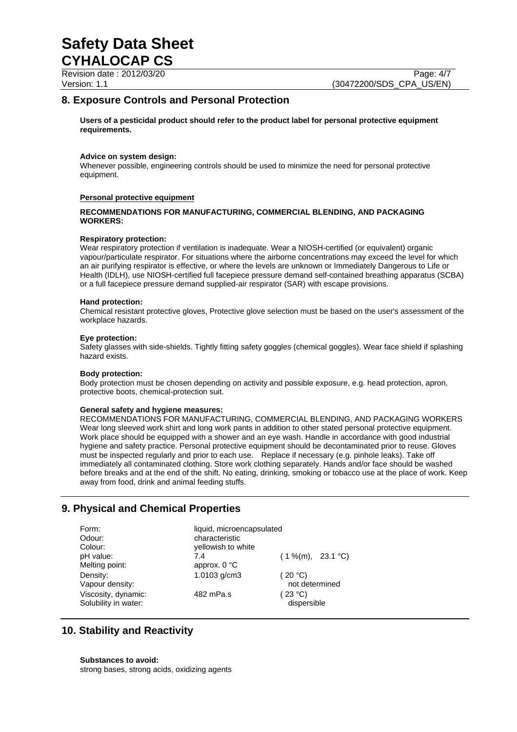## 8. Exposure Controls and Personal Protection

**Users of a pesticidal product should refer to the product label for personal protective equipment requirements.**

**Advice on system design:**
Whenever possible, engineering controls should be used to minimize the need for personal protective equipment.

**Personal protective equipment**

**RECOMMENDATIONS FOR MANUFACTURING, COMMERCIAL BLENDING, AND PACKAGING WORKERS:**

**Respiratory protection:**
Wear respiratory protection if ventilation is inadequate. Wear a NIOSH-certified (or equivalent) organic vapour/particulate respirator. For situations where the airborne concentrations may exceed the level for which an air purifying respirator is effective, or where the levels are unknown or Immediately Dangerous to Life or Health (IDLH), use NIOSH-certified full facepiece pressure demand self-contained breathing apparatus (SCBA) or a full facepiece pressure demand supplied-air respirator (SAR) with escape provisions.

**Hand protection:**
Chemical resistant protective gloves, Protective glove selection must be based on the user's assessment of the workplace hazards.

**Eye protection:**
Safety glasses with side-shields. Tightly fitting safety goggles (chemical goggles). Wear face shield if splashing hazard exists.

**Body protection:**
Body protection must be chosen depending on activity and possible exposure, e.g. head protection, apron, protective boots, chemical-protection suit.

**General safety and hygiene measures:**
RECOMMENDATIONS FOR MANUFACTURING, COMMERCIAL BLENDING, AND PACKAGING WORKERS
Wear long sleeved work shirt and long work pants in addition to other stated personal protective equipment. Work place should be equipped with a shower and an eye wash. Handle in accordance with good industrial hygiene and safety practice. Personal protective equipment should be decontaminated prior to reuse. Gloves must be inspected regularly and prior to each use. Replace if necessary (e.g. pinhole leaks). Take off immediately all contaminated clothing. Store work clothing separately. Hands and/or face should be washed before breaks and at the end of the shift. No eating, drinking, smoking or tobacco use at the place of work. Keep away from food, drink and animal feeding stuffs.

## 9. Physical and Chemical Properties

| | | |
|---|---|---|
| Form: | liquid, microencapsulated | |
| Odour: | characteristic | |
| Colour: | yellowish to white | |
| pH value: | 7.4 | ( 1 %(m), 23.1 °C) |
| Melting point: | approx. 0 °C | |
| Density: | 1.0103 g/cm3 | ( 20 °C) |
| Vapour density: | | not determined |
| Viscosity, dynamic: | 482 mPa.s | ( 23 °C) |
| Solubility in water: | | dispersible |

## 10. Stability and Reactivity

**Substances to avoid:**
strong bases, strong acids, oxidizing agents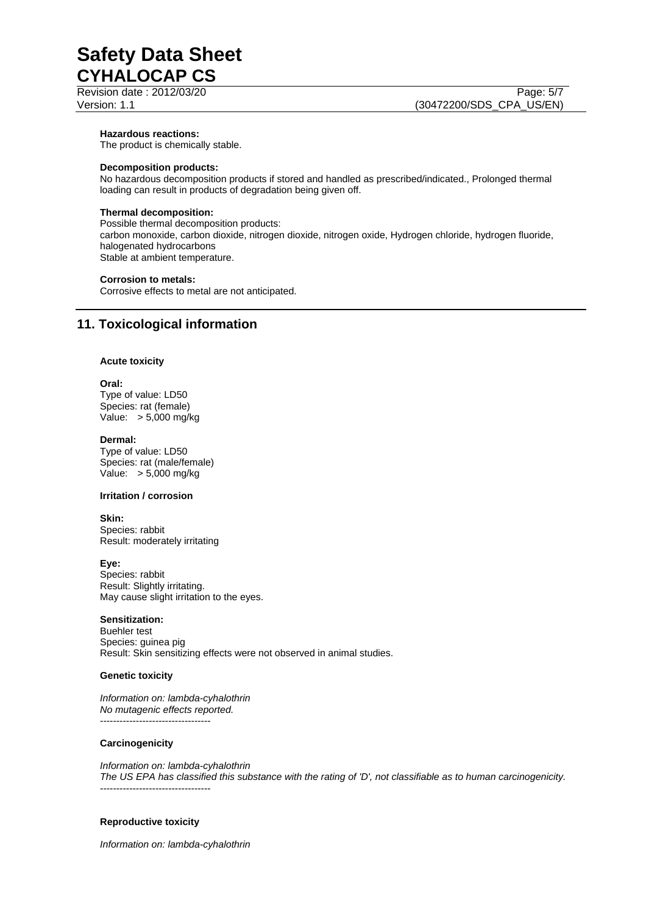**Hazardous reactions:**
The product is chemically stable.

**Decomposition products:**
No hazardous decomposition products if stored and handled as prescribed/indicated., Prolonged thermal loading can result in products of degradation being given off.

**Thermal decomposition:**
Possible thermal decomposition products:
carbon monoxide, carbon dioxide, nitrogen dioxide, nitrogen oxide, Hydrogen chloride, hydrogen fluoride, halogenated hydrocarbons
Stable at ambient temperature.

**Corrosion to metals:**
Corrosive effects to metal are not anticipated.

## 11. Toxicological information

**Acute toxicity**

**Oral:**
Type of value: LD50
Species: rat (female)
Value: > 5,000 mg/kg

**Dermal:**
Type of value: LD50
Species: rat (male/female)
Value: > 5,000 mg/kg

**Irritation / corrosion**

**Skin:**
Species: rabbit
Result: moderately irritating

**Eye:**
Species: rabbit
Result: Slightly irritating.
May cause slight irritation to the eyes.

**Sensitization:**
Buehler test
Species: guinea pig
Result: Skin sensitizing effects were not observed in animal studies.

**Genetic toxicity**

*Information on: lambda-cyhalothrin*
*No mutagenic effects reported.*
----------------------------------

**Carcinogenicity**

*Information on: lambda-cyhalothrin*
*The US EPA has classified this substance with the rating of 'D', not classifiable as to human carcinogenicity.*
----------------------------------

**Reproductive toxicity**

*Information on: lambda-cyhalothrin*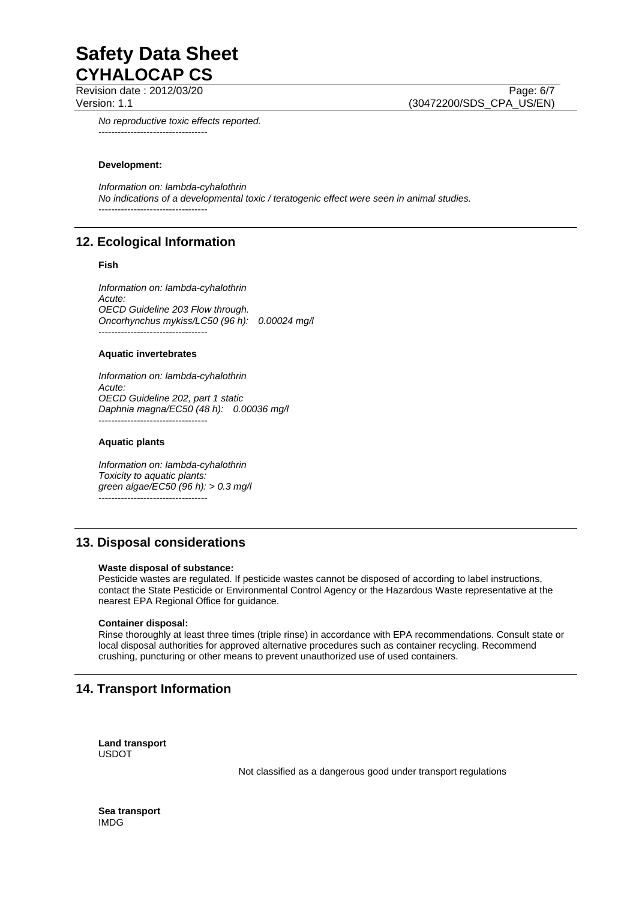*No reproductive toxic effects reported.*

----------------------------------

**Development:**

*Information on: lambda-cyhalothrin*
*No indications of a developmental toxic / teratogenic effect were seen in animal studies.*

----------------------------------

## 12. Ecological Information

**Fish**

*Information on: lambda-cyhalothrin*
*Acute:*
*OECD Guideline 203 Flow through.*
*Oncorhynchus mykiss/LC50 (96 h): 0.00024 mg/l*

----------------------------------

**Aquatic invertebrates**

*Information on: lambda-cyhalothrin*
*Acute:*
*OECD Guideline 202, part 1 static*
*Daphnia magna/EC50 (48 h): 0.00036 mg/l*

----------------------------------

**Aquatic plants**

*Information on: lambda-cyhalothrin*
*Toxicity to aquatic plants:*
*green algae/EC50 (96 h): > 0.3 mg/l*

----------------------------------

## 13. Disposal considerations

**Waste disposal of substance:**
Pesticide wastes are regulated. If pesticide wastes cannot be disposed of according to label instructions, contact the State Pesticide or Environmental Control Agency or the Hazardous Waste representative at the nearest EPA Regional Office for guidance.

**Container disposal:**
Rinse thoroughly at least three times (triple rinse) in accordance with EPA recommendations. Consult state or local disposal authorities for approved alternative procedures such as container recycling. Recommend crushing, puncturing or other means to prevent unauthorized use of used containers.

## 14. Transport Information

**Land transport**
USDOT

Not classified as a dangerous good under transport regulations

**Sea transport**
IMDG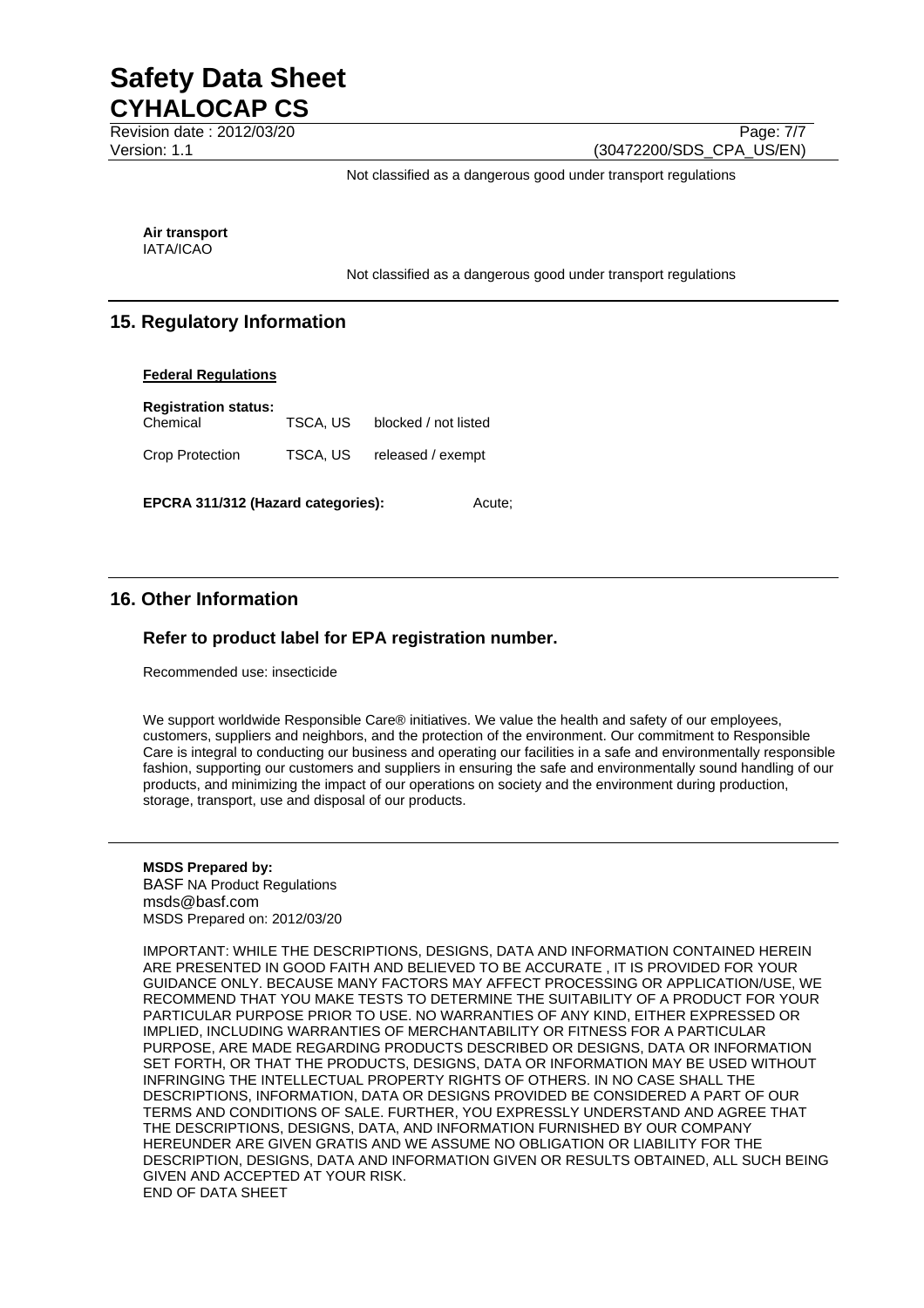Not classified as a dangerous good under transport regulations

**Air transport**
IATA/ICAO

Not classified as a dangerous good under transport regulations

## 15. Regulatory Information

**Federal Regulations**

**Registration status:**

| | | |
|---|---|---|
| Chemical | TSCA, US | blocked / not listed |
| Crop Protection | TSCA, US | released / exempt |

**EPCRA 311/312 (Hazard categories):** Acute;

## 16. Other Information

### Refer to product label for EPA registration number.

Recommended use: insecticide

We support worldwide Responsible Care® initiatives. We value the health and safety of our employees, customers, suppliers and neighbors, and the protection of the environment. Our commitment to Responsible Care is integral to conducting our business and operating our facilities in a safe and environmentally responsible fashion, supporting our customers and suppliers in ensuring the safe and environmentally sound handling of our products, and minimizing the impact of our operations on society and the environment during production, storage, transport, use and disposal of our products.

**MSDS Prepared by:**
BASF NA Product Regulations
msds@basf.com
MSDS Prepared on: 2012/03/20

IMPORTANT: WHILE THE DESCRIPTIONS, DESIGNS, DATA AND INFORMATION CONTAINED HEREIN ARE PRESENTED IN GOOD FAITH AND BELIEVED TO BE ACCURATE , IT IS PROVIDED FOR YOUR GUIDANCE ONLY. BECAUSE MANY FACTORS MAY AFFECT PROCESSING OR APPLICATION/USE, WE RECOMMEND THAT YOU MAKE TESTS TO DETERMINE THE SUITABILITY OF A PRODUCT FOR YOUR PARTICULAR PURPOSE PRIOR TO USE. NO WARRANTIES OF ANY KIND, EITHER EXPRESSED OR IMPLIED, INCLUDING WARRANTIES OF MERCHANTABILITY OR FITNESS FOR A PARTICULAR PURPOSE, ARE MADE REGARDING PRODUCTS DESCRIBED OR DESIGNS, DATA OR INFORMATION SET FORTH, OR THAT THE PRODUCTS, DESIGNS, DATA OR INFORMATION MAY BE USED WITHOUT INFRINGING THE INTELLECTUAL PROPERTY RIGHTS OF OTHERS. IN NO CASE SHALL THE DESCRIPTIONS, INFORMATION, DATA OR DESIGNS PROVIDED BE CONSIDERED A PART OF OUR TERMS AND CONDITIONS OF SALE. FURTHER, YOU EXPRESSLY UNDERSTAND AND AGREE THAT THE DESCRIPTIONS, DESIGNS, DATA, AND INFORMATION FURNISHED BY OUR COMPANY HEREUNDER ARE GIVEN GRATIS AND WE ASSUME NO OBLIGATION OR LIABILITY FOR THE DESCRIPTION, DESIGNS, DATA AND INFORMATION GIVEN OR RESULTS OBTAINED, ALL SUCH BEING GIVEN AND ACCEPTED AT YOUR RISK.
END OF DATA SHEET